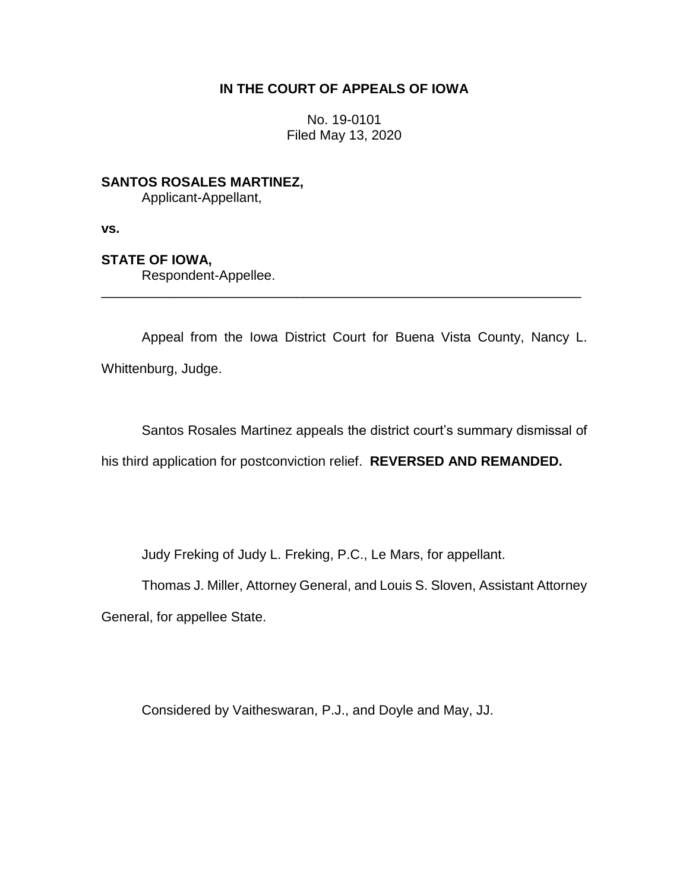# IN THE COURT OF APPEALS OF IOWA

No. 19-0101
Filed May 13, 2020

**SANTOS ROSALES MARTINEZ,**
Applicant-Appellant,

**vs.**

**STATE OF IOWA,**
Respondent-Appellee.

---

Appeal from the Iowa District Court for Buena Vista County, Nancy L. Whittenburg, Judge.

Santos Rosales Martinez appeals the district court's summary dismissal of his third application for postconviction relief. **REVERSED AND REMANDED.**

Judy Freking of Judy L. Freking, P.C., Le Mars, for appellant.

Thomas J. Miller, Attorney General, and Louis S. Sloven, Assistant Attorney General, for appellee State.

Considered by Vaitheswaran, P.J., and Doyle and May, JJ.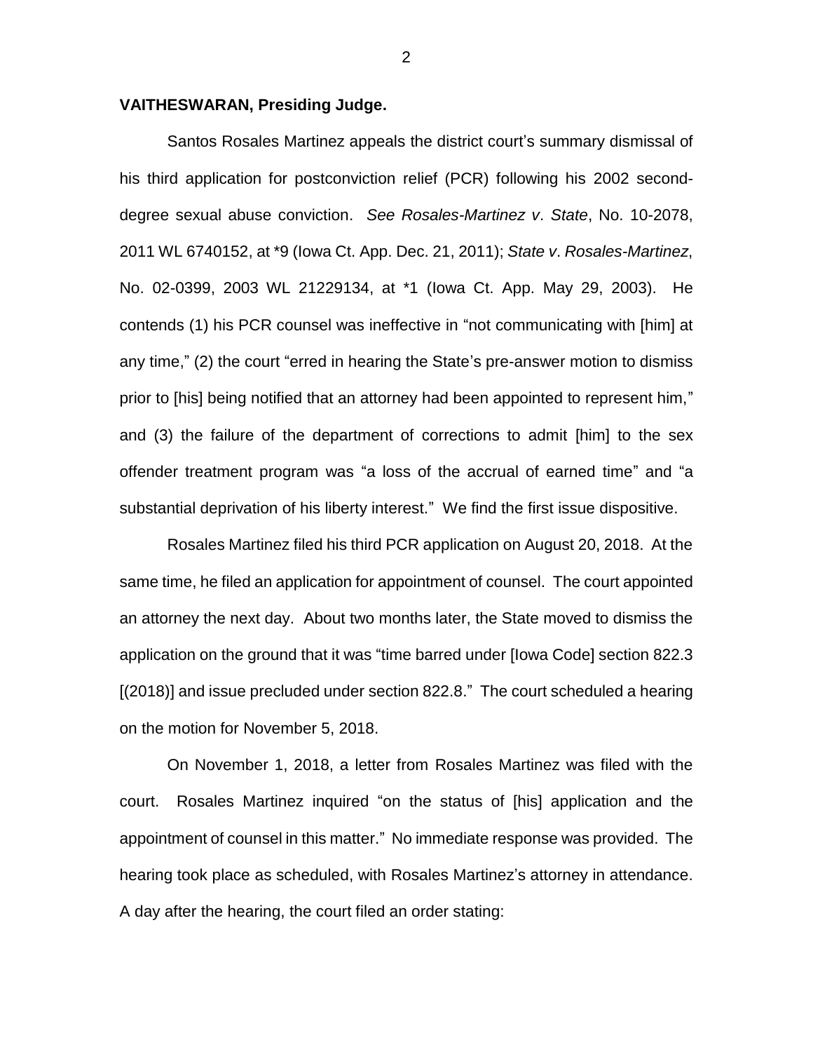**VAITHESWARAN, Presiding Judge.**

Santos Rosales Martinez appeals the district court's summary dismissal of his third application for postconviction relief (PCR) following his 2002 second-degree sexual abuse conviction. *See Rosales-Martinez v. State*, No. 10-2078, 2011 WL 6740152, at *9 (Iowa Ct. App. Dec. 21, 2011); *State v. Rosales-Martinez*, No. 02-0399, 2003 WL 21229134, at *1 (Iowa Ct. App. May 29, 2003). He contends (1) his PCR counsel was ineffective in "not communicating with [him] at any time," (2) the court "erred in hearing the State's pre-answer motion to dismiss prior to [his] being notified that an attorney had been appointed to represent him," and (3) the failure of the department of corrections to admit [him] to the sex offender treatment program was "a loss of the accrual of earned time" and "a substantial deprivation of his liberty interest." We find the first issue dispositive.

Rosales Martinez filed his third PCR application on August 20, 2018. At the same time, he filed an application for appointment of counsel. The court appointed an attorney the next day. About two months later, the State moved to dismiss the application on the ground that it was "time barred under [Iowa Code] section 822.3 [(2018)] and issue precluded under section 822.8." The court scheduled a hearing on the motion for November 5, 2018.

On November 1, 2018, a letter from Rosales Martinez was filed with the court. Rosales Martinez inquired "on the status of [his] application and the appointment of counsel in this matter." No immediate response was provided. The hearing took place as scheduled, with Rosales Martinez's attorney in attendance. A day after the hearing, the court filed an order stating: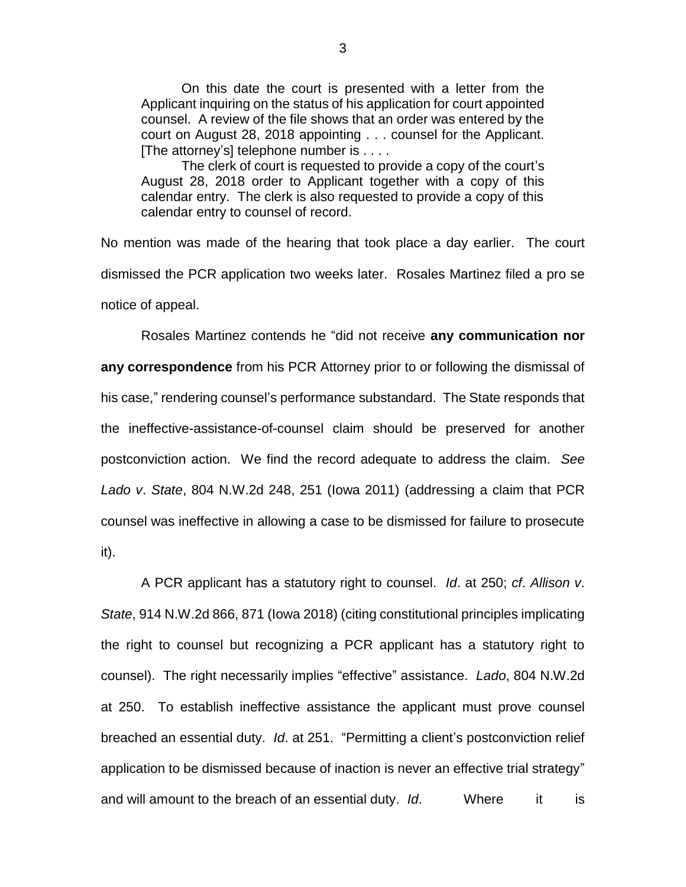> On this date the court is presented with a letter from the Applicant inquiring on the status of his application for court appointed counsel. A review of the file shows that an order was entered by the court on August 28, 2018 appointing . . . counsel for the Applicant. [The attorney's] telephone number is . . . .
>
> The clerk of court is requested to provide a copy of the court's August 28, 2018 order to Applicant together with a copy of this calendar entry. The clerk is also requested to provide a copy of this calendar entry to counsel of record.

No mention was made of the hearing that took place a day earlier. The court dismissed the PCR application two weeks later. Rosales Martinez filed a pro se notice of appeal.

Rosales Martinez contends he "did not receive **any communication nor any correspondence** from his PCR Attorney prior to or following the dismissal of his case," rendering counsel's performance substandard. The State responds that the ineffective-assistance-of-counsel claim should be preserved for another postconviction action. We find the record adequate to address the claim. *See Lado v. State*, 804 N.W.2d 248, 251 (Iowa 2011) (addressing a claim that PCR counsel was ineffective in allowing a case to be dismissed for failure to prosecute it).

A PCR applicant has a statutory right to counsel. *Id*. at 250; *cf*. *Allison v. State*, 914 N.W.2d 866, 871 (Iowa 2018) (citing constitutional principles implicating the right to counsel but recognizing a PCR applicant has a statutory right to counsel). The right necessarily implies "effective" assistance. *Lado*, 804 N.W.2d at 250. To establish ineffective assistance the applicant must prove counsel breached an essential duty. *Id*. at 251. "Permitting a client's postconviction relief application to be dismissed because of inaction is never an effective trial strategy" and will amount to the breach of an essential duty. *Id*. Where it is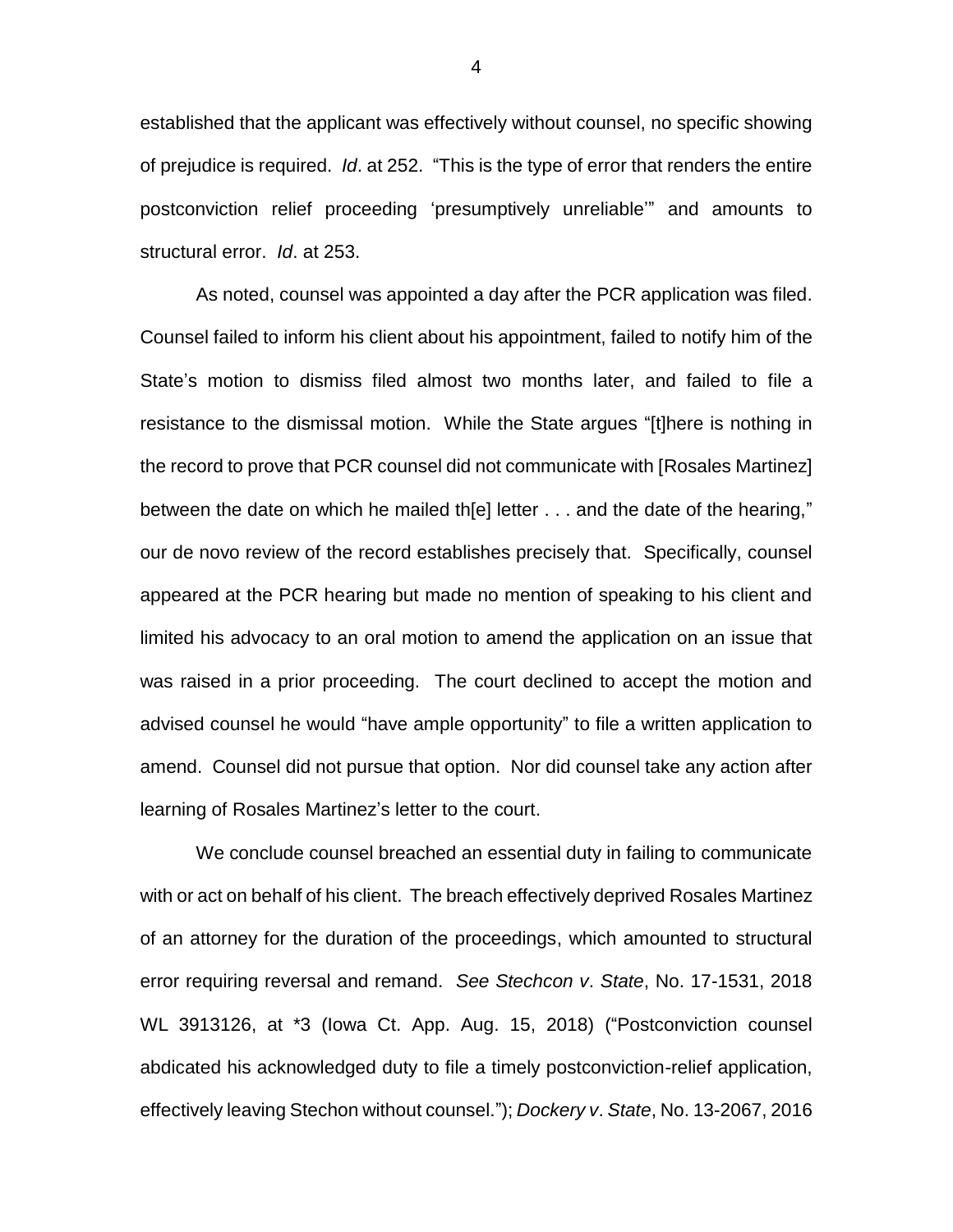established that the applicant was effectively without counsel, no specific showing of prejudice is required. *Id*. at 252. "This is the type of error that renders the entire postconviction relief proceeding 'presumptively unreliable'" and amounts to structural error. *Id*. at 253.

As noted, counsel was appointed a day after the PCR application was filed. Counsel failed to inform his client about his appointment, failed to notify him of the State's motion to dismiss filed almost two months later, and failed to file a resistance to the dismissal motion. While the State argues "[t]here is nothing in the record to prove that PCR counsel did not communicate with [Rosales Martinez] between the date on which he mailed th[e] letter . . . and the date of the hearing," our de novo review of the record establishes precisely that. Specifically, counsel appeared at the PCR hearing but made no mention of speaking to his client and limited his advocacy to an oral motion to amend the application on an issue that was raised in a prior proceeding. The court declined to accept the motion and advised counsel he would "have ample opportunity" to file a written application to amend. Counsel did not pursue that option. Nor did counsel take any action after learning of Rosales Martinez's letter to the court.

We conclude counsel breached an essential duty in failing to communicate with or act on behalf of his client. The breach effectively deprived Rosales Martinez of an attorney for the duration of the proceedings, which amounted to structural error requiring reversal and remand. *See Stechcon v. State*, No. 17-1531, 2018 WL 3913126, at \*3 (Iowa Ct. App. Aug. 15, 2018) ("Postconviction counsel abdicated his acknowledged duty to file a timely postconviction-relief application, effectively leaving Stechon without counsel."); *Dockery v. State*, No. 13-2067, 2016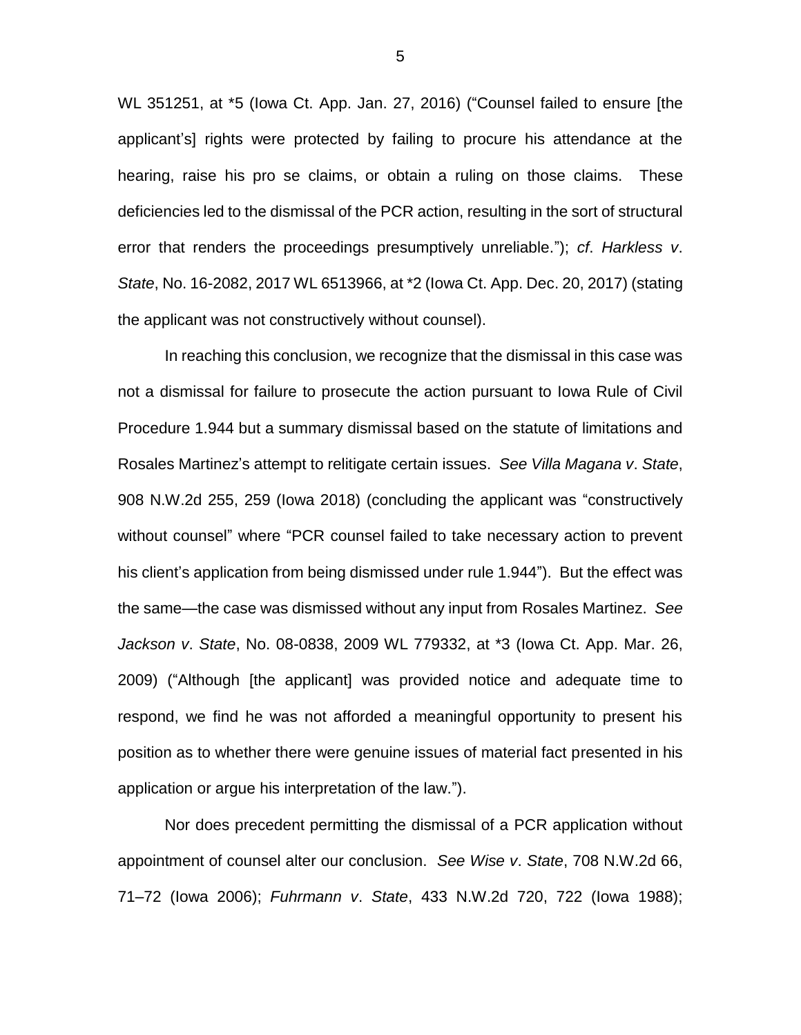WL 351251, at *5 (Iowa Ct. App. Jan. 27, 2016) ("Counsel failed to ensure [the applicant's] rights were protected by failing to procure his attendance at the hearing, raise his pro se claims, or obtain a ruling on those claims. These deficiencies led to the dismissal of the PCR action, resulting in the sort of structural error that renders the proceedings presumptively unreliable."); *cf*. *Harkless v*. *State*, No. 16-2082, 2017 WL 6513966, at *2 (Iowa Ct. App. Dec. 20, 2017) (stating the applicant was not constructively without counsel).

In reaching this conclusion, we recognize that the dismissal in this case was not a dismissal for failure to prosecute the action pursuant to Iowa Rule of Civil Procedure 1.944 but a summary dismissal based on the statute of limitations and Rosales Martinez's attempt to relitigate certain issues. *See Villa Magana v*. *State*, 908 N.W.2d 255, 259 (Iowa 2018) (concluding the applicant was "constructively without counsel" where "PCR counsel failed to take necessary action to prevent his client's application from being dismissed under rule 1.944"). But the effect was the same—the case was dismissed without any input from Rosales Martinez. *See Jackson v*. *State*, No. 08-0838, 2009 WL 779332, at *3 (Iowa Ct. App. Mar. 26, 2009) ("Although [the applicant] was provided notice and adequate time to respond, we find he was not afforded a meaningful opportunity to present his position as to whether there were genuine issues of material fact presented in his application or argue his interpretation of the law.").

Nor does precedent permitting the dismissal of a PCR application without appointment of counsel alter our conclusion. *See Wise v*. *State*, 708 N.W.2d 66, 71–72 (Iowa 2006); *Fuhrmann v*. *State*, 433 N.W.2d 720, 722 (Iowa 1988);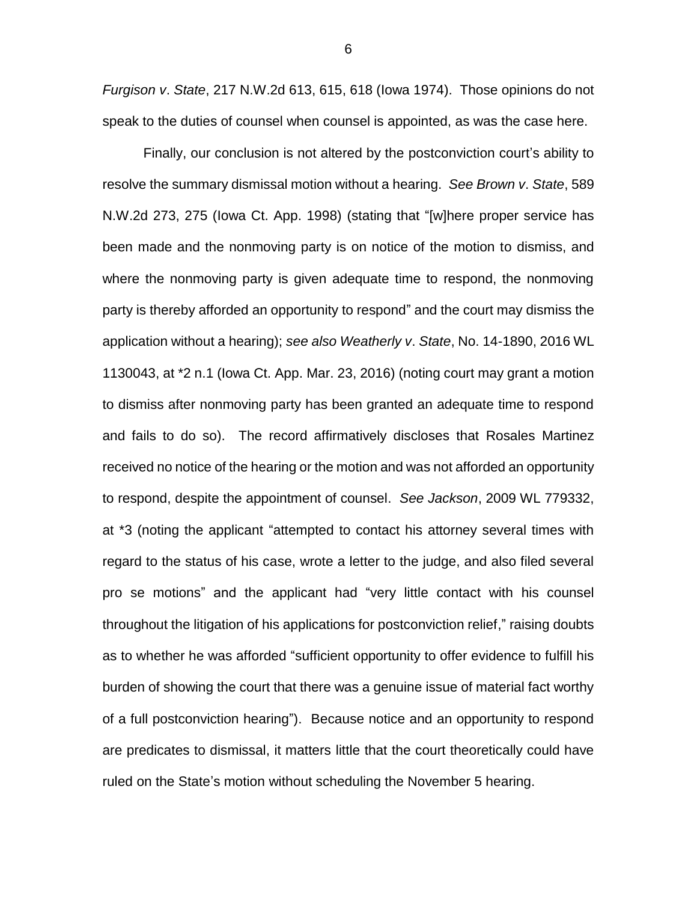*Furgison v. State*, 217 N.W.2d 613, 615, 618 (Iowa 1974). Those opinions do not speak to the duties of counsel when counsel is appointed, as was the case here.

Finally, our conclusion is not altered by the postconviction court's ability to resolve the summary dismissal motion without a hearing. *See Brown v. State*, 589 N.W.2d 273, 275 (Iowa Ct. App. 1998) (stating that "[w]here proper service has been made and the nonmoving party is on notice of the motion to dismiss, and where the nonmoving party is given adequate time to respond, the nonmoving party is thereby afforded an opportunity to respond" and the court may dismiss the application without a hearing); *see also Weatherly v. State*, No. 14-1890, 2016 WL 1130043, at *2 n.1 (Iowa Ct. App. Mar. 23, 2016) (noting court may grant a motion to dismiss after nonmoving party has been granted an adequate time to respond and fails to do so). The record affirmatively discloses that Rosales Martinez received no notice of the hearing or the motion and was not afforded an opportunity to respond, despite the appointment of counsel. *See Jackson*, 2009 WL 779332, at *3 (noting the applicant "attempted to contact his attorney several times with regard to the status of his case, wrote a letter to the judge, and also filed several pro se motions" and the applicant had "very little contact with his counsel throughout the litigation of his applications for postconviction relief," raising doubts as to whether he was afforded "sufficient opportunity to offer evidence to fulfill his burden of showing the court that there was a genuine issue of material fact worthy of a full postconviction hearing"). Because notice and an opportunity to respond are predicates to dismissal, it matters little that the court theoretically could have ruled on the State's motion without scheduling the November 5 hearing.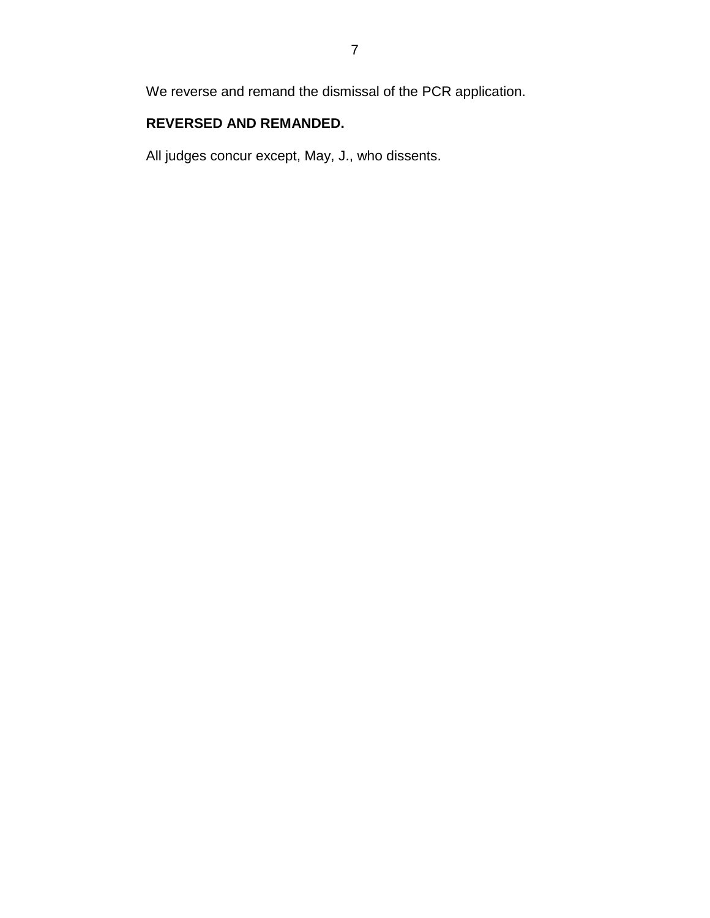We reverse and remand the dismissal of the PCR application.

**REVERSED AND REMANDED.**

All judges concur except, May, J., who dissents.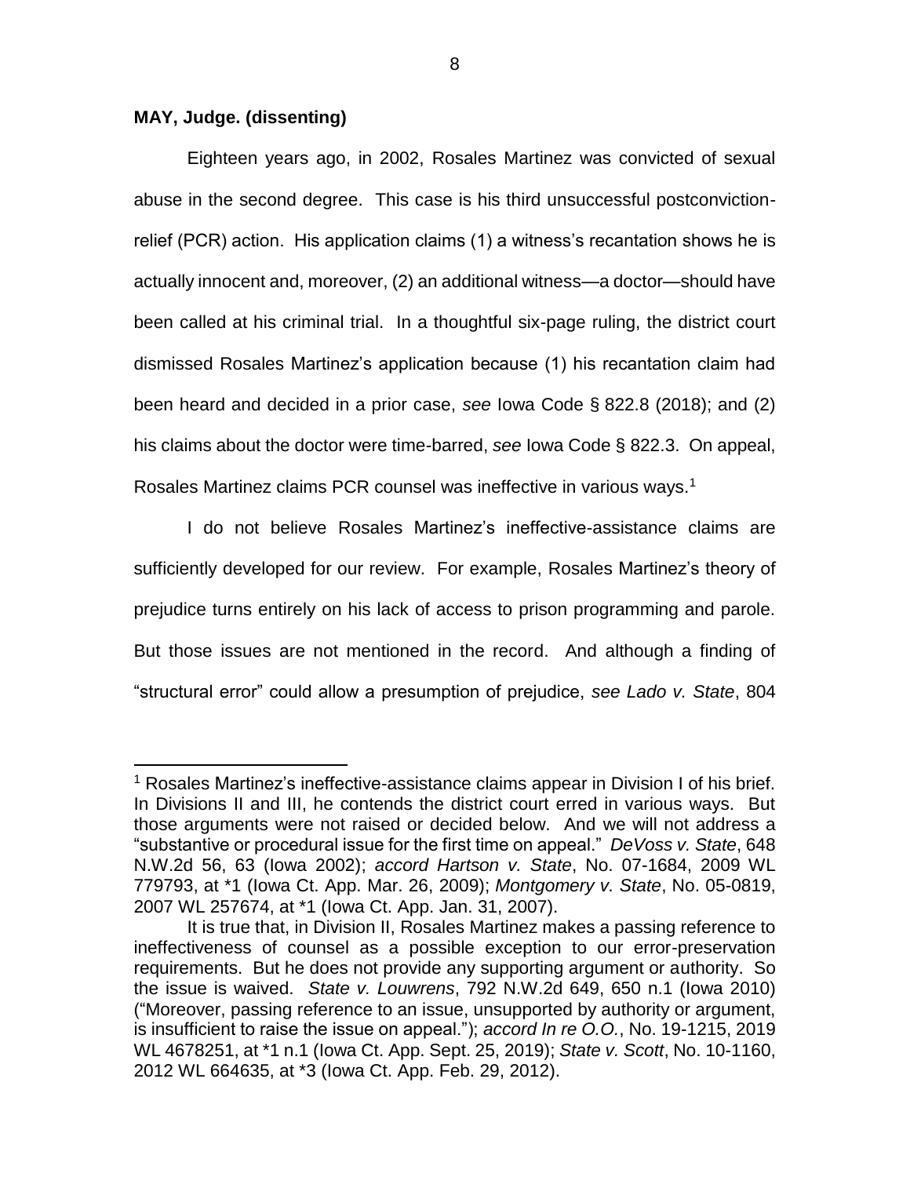**MAY, Judge. (dissenting)**

Eighteen years ago, in 2002, Rosales Martinez was convicted of sexual abuse in the second degree. This case is his third unsuccessful postconviction-relief (PCR) action. His application claims (1) a witness's recantation shows he is actually innocent and, moreover, (2) an additional witness—a doctor—should have been called at his criminal trial. In a thoughtful six-page ruling, the district court dismissed Rosales Martinez's application because (1) his recantation claim had been heard and decided in a prior case, *see* Iowa Code § 822.8 (2018); and (2) his claims about the doctor were time-barred, *see* Iowa Code § 822.3. On appeal, Rosales Martinez claims PCR counsel was ineffective in various ways.[1]

I do not believe Rosales Martinez's ineffective-assistance claims are sufficiently developed for our review. For example, Rosales Martinez's theory of prejudice turns entirely on his lack of access to prison programming and parole. But those issues are not mentioned in the record. And although a finding of "structural error" could allow a presumption of prejudice, *see Lado v. State*, 804

[1] Rosales Martinez's ineffective-assistance claims appear in Division I of his brief. In Divisions II and III, he contends the district court erred in various ways. But those arguments were not raised or decided below. And we will not address a "substantive or procedural issue for the first time on appeal." *DeVoss v. State*, 648 N.W.2d 56, 63 (Iowa 2002); *accord Hartson v. State*, No. 07-1684, 2009 WL 779793, at \*1 (Iowa Ct. App. Mar. 26, 2009); *Montgomery v. State*, No. 05-0819, 2007 WL 257674, at \*1 (Iowa Ct. App. Jan. 31, 2007).

It is true that, in Division II, Rosales Martinez makes a passing reference to ineffectiveness of counsel as a possible exception to our error-preservation requirements. But he does not provide any supporting argument or authority. So the issue is waived. *State v. Louwrens*, 792 N.W.2d 649, 650 n.1 (Iowa 2010) ("Moreover, passing reference to an issue, unsupported by authority or argument, is insufficient to raise the issue on appeal."); *accord In re O.O.*, No. 19-1215, 2019 WL 4678251, at \*1 n.1 (Iowa Ct. App. Sept. 25, 2019); *State v. Scott*, No. 10-1160, 2012 WL 664635, at \*3 (Iowa Ct. App. Feb. 29, 2012).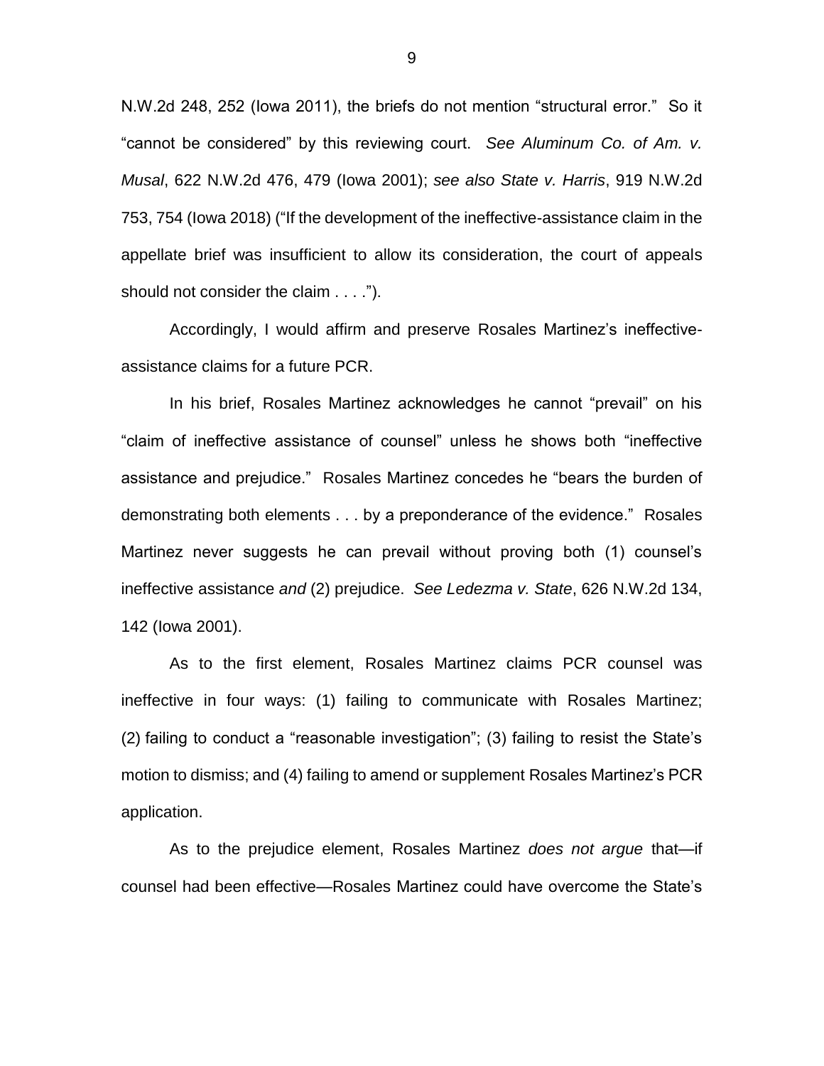N.W.2d 248, 252 (Iowa 2011), the briefs do not mention "structural error." So it "cannot be considered" by this reviewing court. *See Aluminum Co. of Am. v. Musal*, 622 N.W.2d 476, 479 (Iowa 2001); *see also State v. Harris*, 919 N.W.2d 753, 754 (Iowa 2018) ("If the development of the ineffective-assistance claim in the appellate brief was insufficient to allow its consideration, the court of appeals should not consider the claim . . . .").

Accordingly, I would affirm and preserve Rosales Martinez's ineffective-assistance claims for a future PCR.

In his brief, Rosales Martinez acknowledges he cannot "prevail" on his "claim of ineffective assistance of counsel" unless he shows both "ineffective assistance and prejudice." Rosales Martinez concedes he "bears the burden of demonstrating both elements . . . by a preponderance of the evidence." Rosales Martinez never suggests he can prevail without proving both (1) counsel's ineffective assistance *and* (2) prejudice. *See Ledezma v. State*, 626 N.W.2d 134, 142 (Iowa 2001).

As to the first element, Rosales Martinez claims PCR counsel was ineffective in four ways: (1) failing to communicate with Rosales Martinez; (2) failing to conduct a "reasonable investigation"; (3) failing to resist the State's motion to dismiss; and (4) failing to amend or supplement Rosales Martinez's PCR application.

As to the prejudice element, Rosales Martinez *does not argue* that—if counsel had been effective—Rosales Martinez could have overcome the State's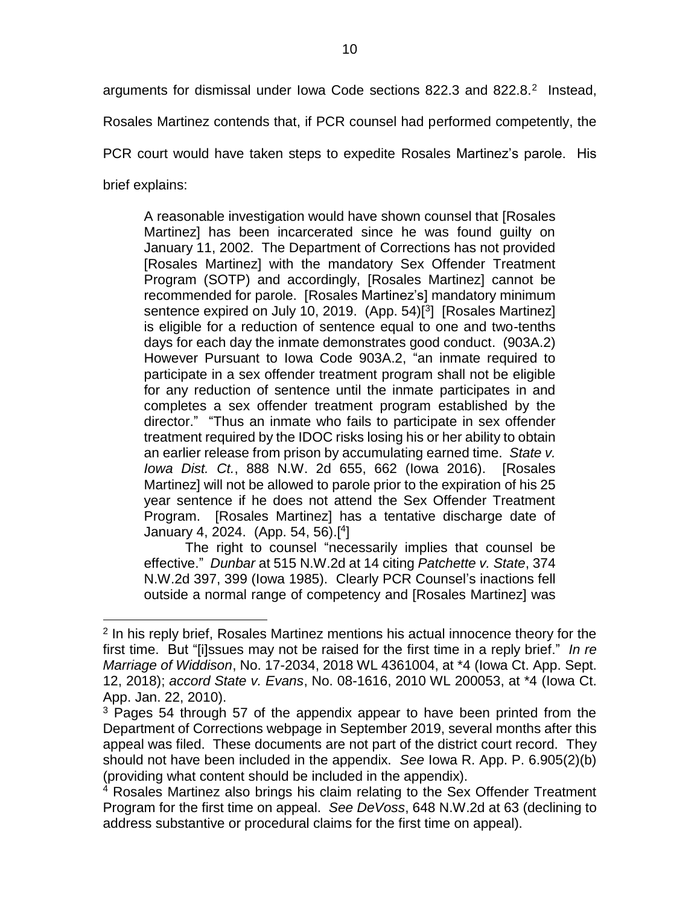arguments for dismissal under Iowa Code sections 822.3 and 822.8.[2] Instead, Rosales Martinez contends that, if PCR counsel had performed competently, the PCR court would have taken steps to expedite Rosales Martinez's parole. His brief explains:

> A reasonable investigation would have shown counsel that [Rosales Martinez] has been incarcerated since he was found guilty on January 11, 2002. The Department of Corrections has not provided [Rosales Martinez] with the mandatory Sex Offender Treatment Program (SOTP) and accordingly, [Rosales Martinez] cannot be recommended for parole. [Rosales Martinez's] mandatory minimum sentence expired on July 10, 2019. (App. 54)[[3]] [Rosales Martinez] is eligible for a reduction of sentence equal to one and two-tenths days for each day the inmate demonstrates good conduct. (903A.2) However Pursuant to Iowa Code 903A.2, "an inmate required to participate in a sex offender treatment program shall not be eligible for any reduction of sentence until the inmate participates in and completes a sex offender treatment program established by the director." "Thus an inmate who fails to participate in sex offender treatment required by the IDOC risks losing his or her ability to obtain an earlier release from prison by accumulating earned time. *State v. Iowa Dist. Ct.*, 888 N.W. 2d 655, 662 (Iowa 2016). [Rosales Martinez] will not be allowed to parole prior to the expiration of his 25 year sentence if he does not attend the Sex Offender Treatment Program. [Rosales Martinez] has a tentative discharge date of January 4, 2024. (App. 54, 56).[[4]]
>
> The right to counsel "necessarily implies that counsel be effective." *Dunbar* at 515 N.W.2d at 14 citing *Patchette v. State*, 374 N.W.2d 397, 399 (Iowa 1985). Clearly PCR Counsel's inactions fell outside a normal range of competency and [Rosales Martinez] was

---

[2] In his reply brief, Rosales Martinez mentions his actual innocence theory for the first time. But "[i]ssues may not be raised for the first time in a reply brief." *In re Marriage of Widdison*, No. 17-2034, 2018 WL 4361004, at *4 (Iowa Ct. App. Sept. 12, 2018); *accord State v. Evans*, No. 08-1616, 2010 WL 200053, at *4 (Iowa Ct. App. Jan. 22, 2010).

[3] Pages 54 through 57 of the appendix appear to have been printed from the Department of Corrections webpage in September 2019, several months after this appeal was filed. These documents are not part of the district court record. They should not have been included in the appendix. *See* Iowa R. App. P. 6.905(2)(b) (providing what content should be included in the appendix).

[4] Rosales Martinez also brings his claim relating to the Sex Offender Treatment Program for the first time on appeal. *See DeVoss*, 648 N.W.2d at 63 (declining to address substantive or procedural claims for the first time on appeal).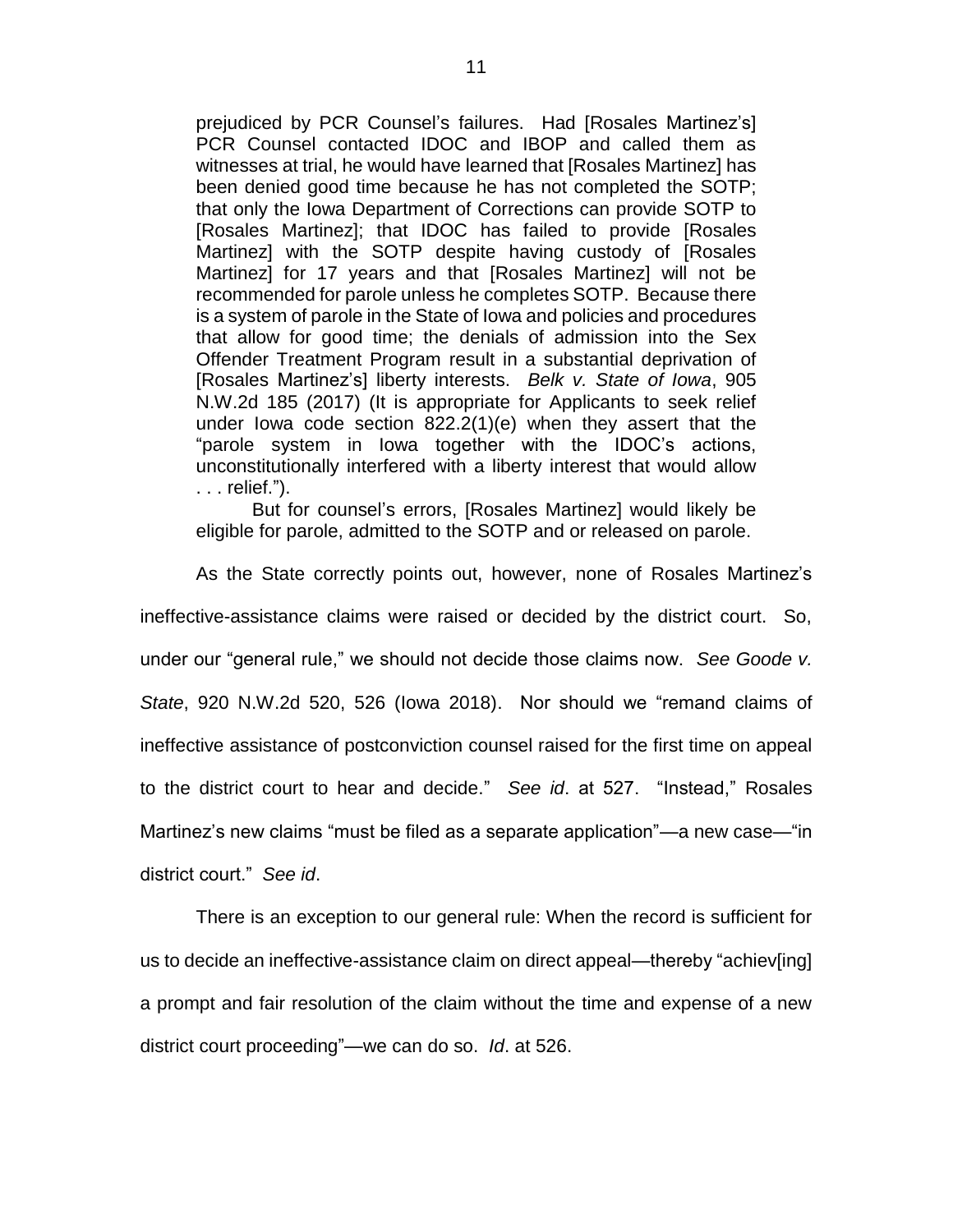> prejudiced by PCR Counsel's failures. Had [Rosales Martinez's] PCR Counsel contacted IDOC and IBOP and called them as witnesses at trial, he would have learned that [Rosales Martinez] has been denied good time because he has not completed the SOTP; that only the Iowa Department of Corrections can provide SOTP to [Rosales Martinez]; that IDOC has failed to provide [Rosales Martinez] with the SOTP despite having custody of [Rosales Martinez] for 17 years and that [Rosales Martinez] will not be recommended for parole unless he completes SOTP. Because there is a system of parole in the State of Iowa and policies and procedures that allow for good time; the denials of admission into the Sex Offender Treatment Program result in a substantial deprivation of [Rosales Martinez's] liberty interests. *Belk v. State of Iowa*, 905 N.W.2d 185 (2017) (It is appropriate for Applicants to seek relief under Iowa code section 822.2(1)(e) when they assert that the "parole system in Iowa together with the IDOC's actions, unconstitutionally interfered with a liberty interest that would allow . . . relief.").
>
> But for counsel's errors, [Rosales Martinez] would likely be eligible for parole, admitted to the SOTP and or released on parole.

As the State correctly points out, however, none of Rosales Martinez's ineffective-assistance claims were raised or decided by the district court. So, under our "general rule," we should not decide those claims now. *See Goode v. State*, 920 N.W.2d 520, 526 (Iowa 2018). Nor should we "remand claims of ineffective assistance of postconviction counsel raised for the first time on appeal to the district court to hear and decide." *See id*. at 527. "Instead," Rosales Martinez's new claims "must be filed as a separate application"—a new case—"in district court." *See id*.

There is an exception to our general rule: When the record is sufficient for us to decide an ineffective-assistance claim on direct appeal—thereby "achiev[ing] a prompt and fair resolution of the claim without the time and expense of a new district court proceeding"—we can do so. *Id*. at 526.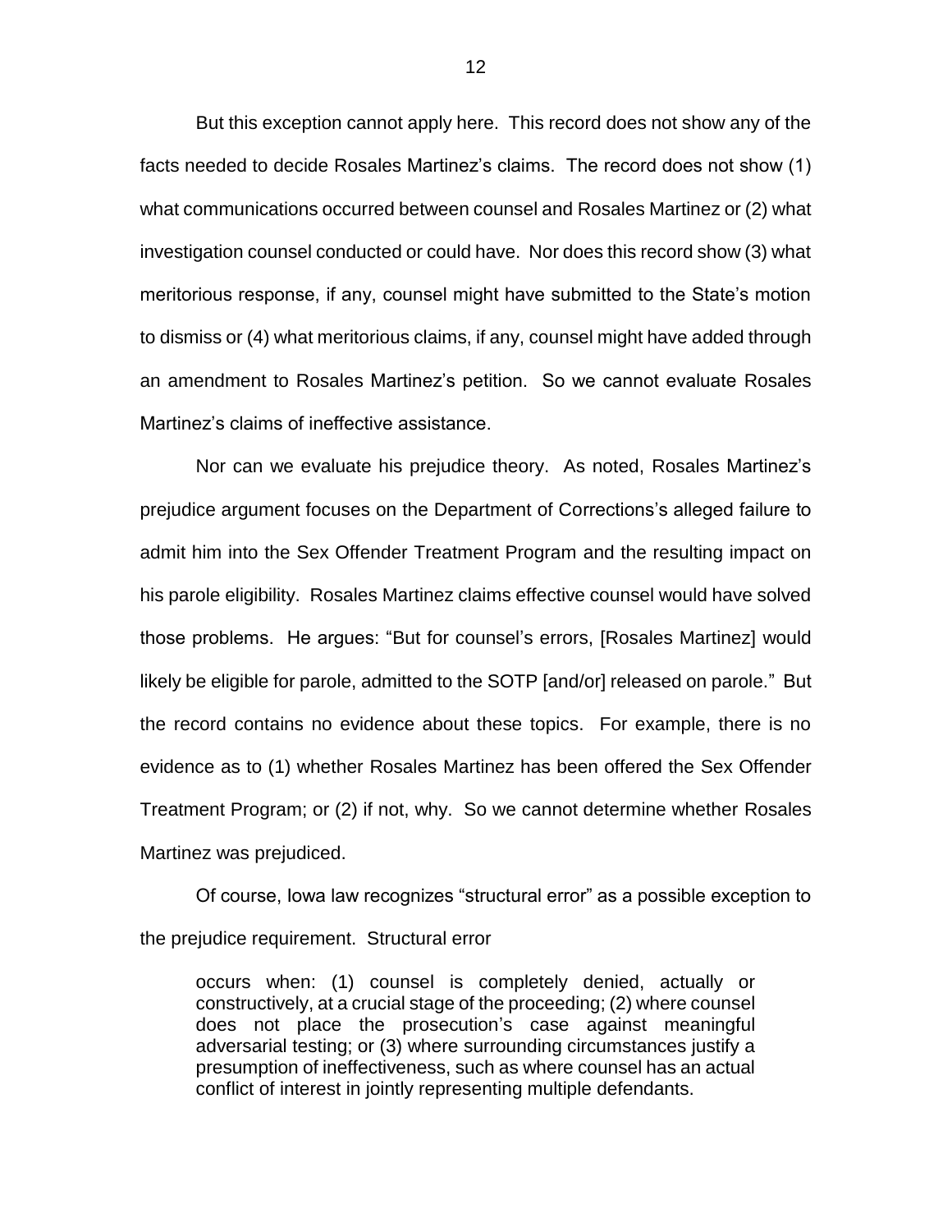But this exception cannot apply here. This record does not show any of the facts needed to decide Rosales Martinez's claims. The record does not show (1) what communications occurred between counsel and Rosales Martinez or (2) what investigation counsel conducted or could have. Nor does this record show (3) what meritorious response, if any, counsel might have submitted to the State's motion to dismiss or (4) what meritorious claims, if any, counsel might have added through an amendment to Rosales Martinez's petition. So we cannot evaluate Rosales Martinez's claims of ineffective assistance.

Nor can we evaluate his prejudice theory. As noted, Rosales Martinez's prejudice argument focuses on the Department of Corrections's alleged failure to admit him into the Sex Offender Treatment Program and the resulting impact on his parole eligibility. Rosales Martinez claims effective counsel would have solved those problems. He argues: "But for counsel's errors, [Rosales Martinez] would likely be eligible for parole, admitted to the SOTP [and/or] released on parole." But the record contains no evidence about these topics. For example, there is no evidence as to (1) whether Rosales Martinez has been offered the Sex Offender Treatment Program; or (2) if not, why. So we cannot determine whether Rosales Martinez was prejudiced.

Of course, Iowa law recognizes "structural error" as a possible exception to the prejudice requirement. Structural error

> occurs when: (1) counsel is completely denied, actually or constructively, at a crucial stage of the proceeding; (2) where counsel does not place the prosecution's case against meaningful adversarial testing; or (3) where surrounding circumstances justify a presumption of ineffectiveness, such as where counsel has an actual conflict of interest in jointly representing multiple defendants.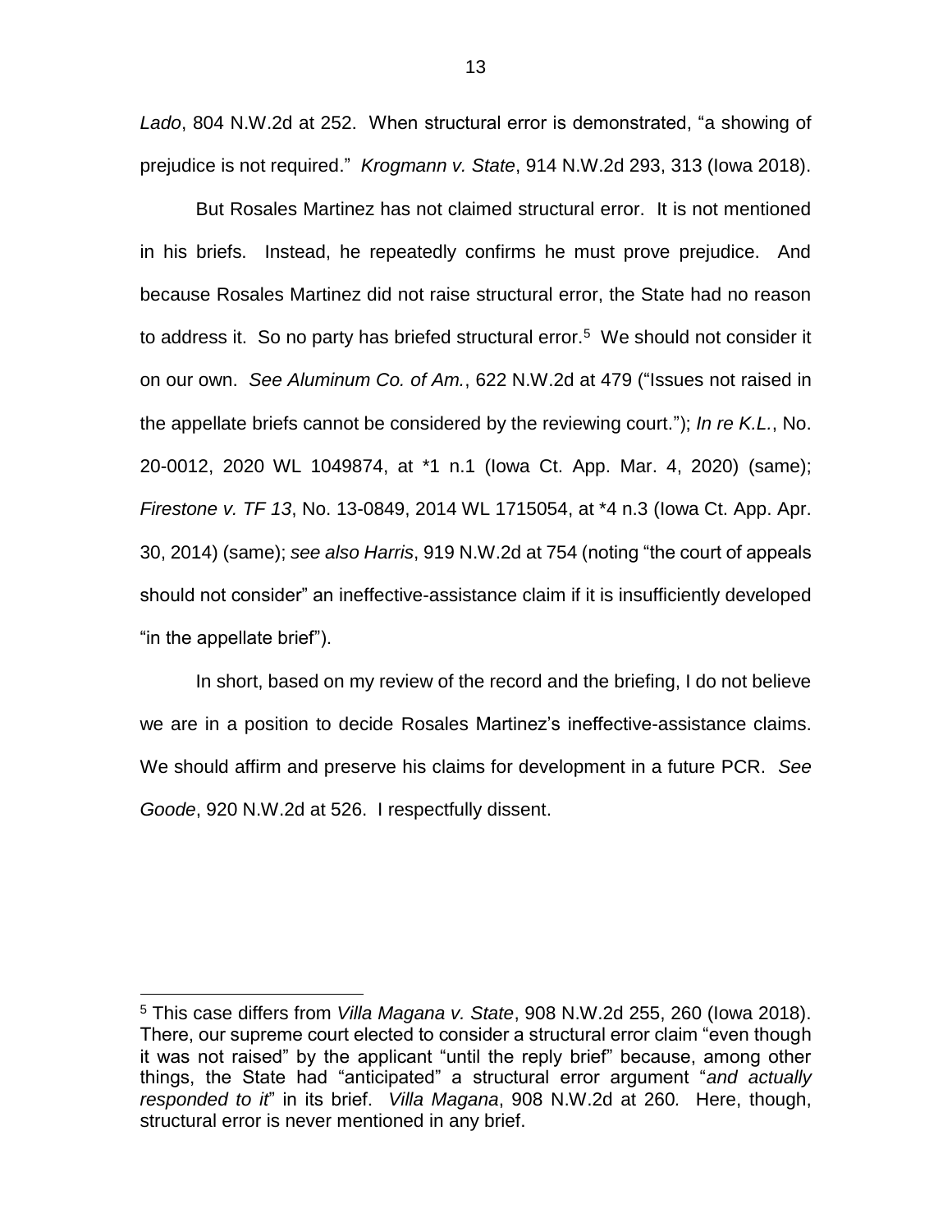*Lado*, 804 N.W.2d at 252. When structural error is demonstrated, "a showing of prejudice is not required." *Krogmann v. State*, 914 N.W.2d 293, 313 (Iowa 2018).

But Rosales Martinez has not claimed structural error. It is not mentioned in his briefs. Instead, he repeatedly confirms he must prove prejudice. And because Rosales Martinez did not raise structural error, the State had no reason to address it. So no party has briefed structural error.[5] We should not consider it on our own. *See Aluminum Co. of Am.*, 622 N.W.2d at 479 ("Issues not raised in the appellate briefs cannot be considered by the reviewing court."); *In re K.L.*, No. 20-0012, 2020 WL 1049874, at *1 n.1 (Iowa Ct. App. Mar. 4, 2020) (same); *Firestone v. TF 13*, No. 13-0849, 2014 WL 1715054, at *4 n.3 (Iowa Ct. App. Apr. 30, 2014) (same); *see also Harris*, 919 N.W.2d at 754 (noting "the court of appeals should not consider" an ineffective-assistance claim if it is insufficiently developed "in the appellate brief").

In short, based on my review of the record and the briefing, I do not believe we are in a position to decide Rosales Martinez's ineffective-assistance claims. We should affirm and preserve his claims for development in a future PCR. *See Goode*, 920 N.W.2d at 526. I respectfully dissent.

[5] This case differs from *Villa Magana v. State*, 908 N.W.2d 255, 260 (Iowa 2018). There, our supreme court elected to consider a structural error claim "even though it was not raised" by the applicant "until the reply brief" because, among other things, the State had "anticipated" a structural error argument "*and actually responded to it*" in its brief. *Villa Magana*, 908 N.W.2d at 260. Here, though, structural error is never mentioned in any brief.